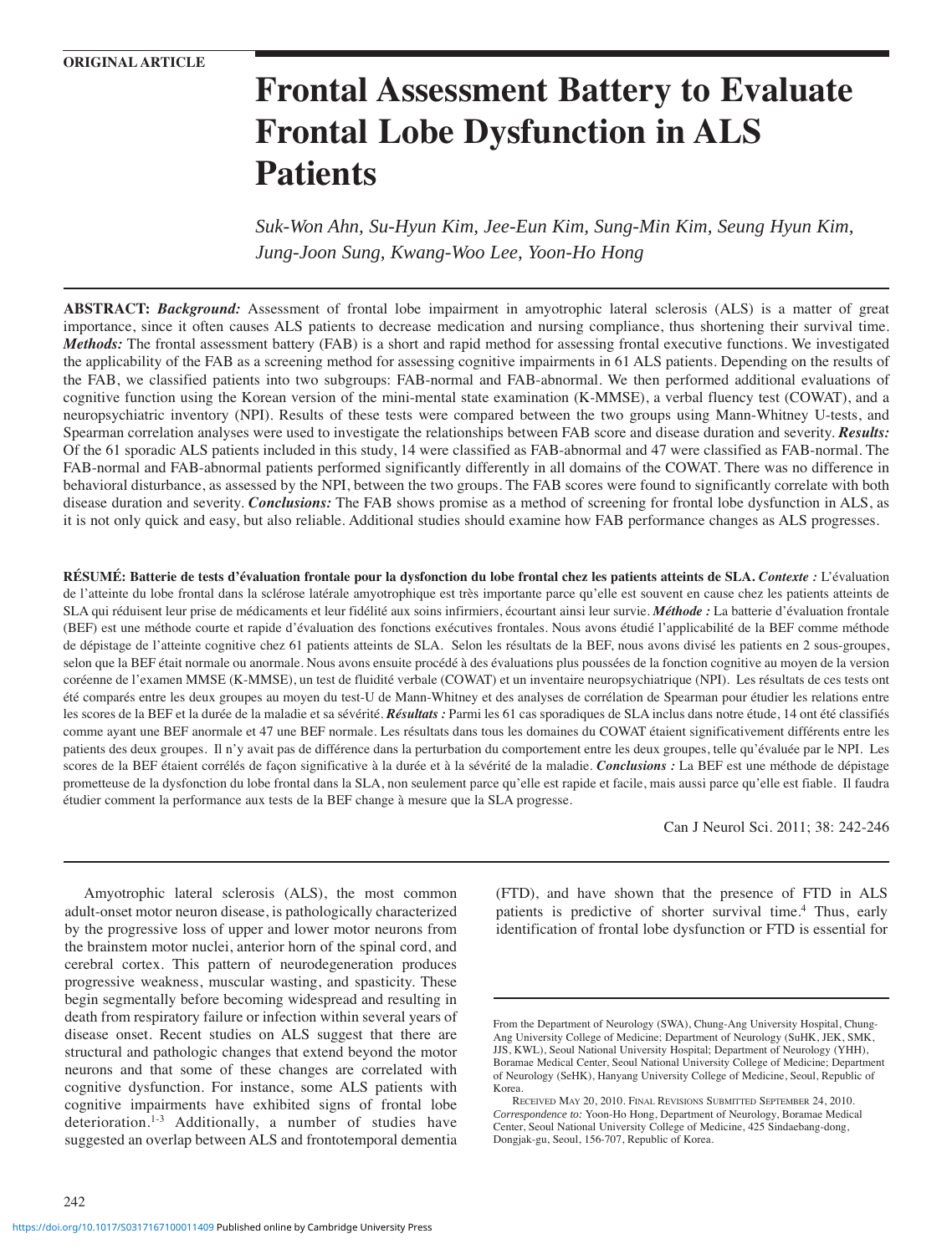ORIGINAL ARTICLE

# Frontal Assessment Battery to Evaluate Frontal Lobe Dysfunction in ALS Patients

*Suk-Won Ahn, Su-Hyun Kim, Jee-Eun Kim, Sung-Min Kim, Seung Hyun Kim, Jung-Joon Sung, Kwang-Woo Lee, Yoon-Ho Hong*

**ABSTRACT:** ***Background:*** Assessment of frontal lobe impairment in amyotrophic lateral sclerosis (ALS) is a matter of great importance, since it often causes ALS patients to decrease medication and nursing compliance, thus shortening their survival time. ***Methods:*** The frontal assessment battery (FAB) is a short and rapid method for assessing frontal executive functions. We investigated the applicability of the FAB as a screening method for assessing cognitive impairments in 61 ALS patients. Depending on the results of the FAB, we classified patients into two subgroups: FAB-normal and FAB-abnormal. We then performed additional evaluations of cognitive function using the Korean version of the mini-mental state examination (K-MMSE), a verbal fluency test (COWAT), and a neuropsychiatric inventory (NPI). Results of these tests were compared between the two groups using Mann-Whitney U-tests, and Spearman correlation analyses were used to investigate the relationships between FAB score and disease duration and severity. ***Results:*** Of the 61 sporadic ALS patients included in this study, 14 were classified as FAB-abnormal and 47 were classified as FAB-normal. The FAB-normal and FAB-abnormal patients performed significantly differently in all domains of the COWAT. There was no difference in behavioral disturbance, as assessed by the NPI, between the two groups. The FAB scores were found to significantly correlate with both disease duration and severity. ***Conclusions:*** The FAB shows promise as a method of screening for frontal lobe dysfunction in ALS, as it is not only quick and easy, but also reliable. Additional studies should examine how FAB performance changes as ALS progresses.

**RÉSUMÉ: Batterie de tests d'évaluation frontale pour la dysfonction du lobe frontal chez les patients atteints de SLA.** ***Contexte :*** L'évaluation de l'atteinte du lobe frontal dans la sclérose latérale amyotrophique est très importante parce qu'elle est souvent en cause chez les patients atteints de SLA qui réduisent leur prise de médicaments et leur fidélité aux soins infirmiers, écourtant ainsi leur survie. ***Méthode :*** La batterie d'évaluation frontale (BEF) est une méthode courte et rapide d'évaluation des fonctions exécutives frontales. Nous avons étudié l'applicabilité de la BEF comme méthode de dépistage de l'atteinte cognitive chez 61 patients atteints de SLA. Selon les résultats de la BEF, nous avons divisé les patients en 2 sous-groupes, selon que la BEF était normale ou anormale. Nous avons ensuite procédé à des évaluations plus poussées de la fonction cognitive au moyen de la version coréenne de l'examen MMSE (K-MMSE), un test de fluidité verbale (COWAT) et un inventaire neuropsychiatrique (NPI). Les résultats de ces tests ont été comparés entre les deux groupes au moyen du test-U de Mann-Whitney et des analyses de corrélation de Spearman pour étudier les relations entre les scores de la BEF et la durée de la maladie et sa sévérité. ***Résultats :*** Parmi les 61 cas sporadiques de SLA inclus dans notre étude, 14 ont été classifiés comme ayant une BEF anormale et 47 une BEF normale. Les résultats dans tous les domaines du COWAT étaient significativement différents entre les patients des deux groupes. Il n'y avait pas de différence dans la perturbation du comportement entre les deux groupes, telle qu'évaluée par le NPI. Les scores de la BEF étaient corrélés de façon significative à la durée et à la sévérité de la maladie. ***Conclusions :*** La BEF est une méthode de dépistage prometteuse de la dysfonction du lobe frontal dans la SLA, non seulement parce qu'elle est rapide et facile, mais aussi parce qu'elle est fiable. Il faudra étudier comment la performance aux tests de la BEF change à mesure que la SLA progresse.

Can J Neurol Sci. 2011; 38: 242-246

Amyotrophic lateral sclerosis (ALS), the most common adult-onset motor neuron disease, is pathologically characterized by the progressive loss of upper and lower motor neurons from the brainstem motor nuclei, anterior horn of the spinal cord, and cerebral cortex. This pattern of neurodegeneration produces progressive weakness, muscular wasting, and spasticity. These begin segmentally before becoming widespread and resulting in death from respiratory failure or infection within several years of disease onset. Recent studies on ALS suggest that there are structural and pathologic changes that extend beyond the motor neurons and that some of these changes are correlated with cognitive dysfunction. For instance, some ALS patients with cognitive impairments have exhibited signs of frontal lobe deterioration.[1-3] Additionally, a number of studies have suggested an overlap between ALS and frontotemporal dementia (FTD), and have shown that the presence of FTD in ALS patients is predictive of shorter survival time.[4] Thus, early identification of frontal lobe dysfunction or FTD is essential for

From the Department of Neurology (SWA), Chung-Ang University Hospital, Chung-Ang University College of Medicine; Department of Neurology (SuHK, JEK, SMK, JJS, KWL), Seoul National University Hospital; Department of Neurology (YHH), Boramae Medical Center, Seoul National University College of Medicine; Department of Neurology (SeHK), Hanyang University College of Medicine, Seoul, Republic of Korea.

Received May 20, 2010. Final Revisions Submitted September 24, 2010.
*Correspondence to:* Yoon-Ho Hong, Department of Neurology, Boramae Medical Center, Seoul National University College of Medicine, 425 Sindaebang-dong, Dongjak-gu, Seoul, 156-707, Republic of Korea.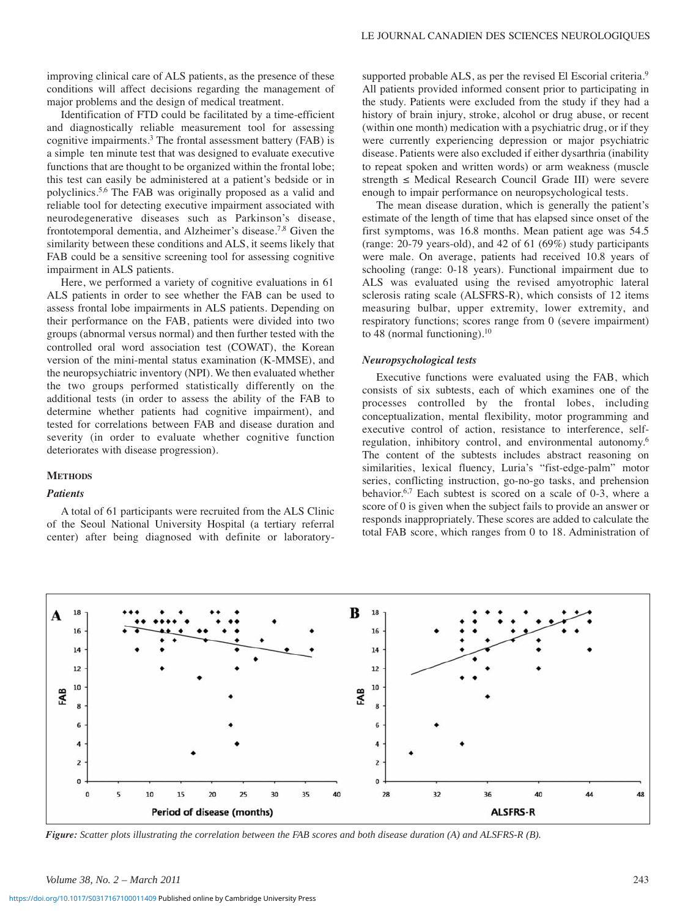improving clinical care of ALS patients, as the presence of these conditions will affect decisions regarding the management of major problems and the design of medical treatment.

Identification of FTD could be facilitated by a time-efficient and diagnostically reliable measurement tool for assessing cognitive impairments.[3] The frontal assessment battery (FAB) is a simple ten minute test that was designed to evaluate executive functions that are thought to be organized within the frontal lobe; this test can easily be administered at a patient's bedside or in polyclinics.[5,6] The FAB was originally proposed as a valid and reliable tool for detecting executive impairment associated with neurodegenerative diseases such as Parkinson's disease, frontotemporal dementia, and Alzheimer's disease.[7,8] Given the similarity between these conditions and ALS, it seems likely that FAB could be a sensitive screening tool for assessing cognitive impairment in ALS patients.

Here, we performed a variety of cognitive evaluations in 61 ALS patients in order to see whether the FAB can be used to assess frontal lobe impairments in ALS patients. Depending on their performance on the FAB, patients were divided into two groups (abnormal versus normal) and then further tested with the controlled oral word association test (COWAT), the Korean version of the mini-mental status examination (K-MMSE), and the neuropsychiatric inventory (NPI). We then evaluated whether the two groups performed statistically differently on the additional tests (in order to assess the ability of the FAB to determine whether patients had cognitive impairment), and tested for correlations between FAB and disease duration and severity (in order to evaluate whether cognitive function deteriorates with disease progression).

## Methods

### *Patients*

A total of 61 participants were recruited from the ALS Clinic of the Seoul National University Hospital (a tertiary referral center) after being diagnosed with definite or laboratory-supported probable ALS, as per the revised El Escorial criteria.[9] All patients provided informed consent prior to participating in the study. Patients were excluded from the study if they had a history of brain injury, stroke, alcohol or drug abuse, or recent (within one month) medication with a psychiatric drug, or if they were currently experiencing depression or major psychiatric disease. Patients were also excluded if either dysarthria (inability to repeat spoken and written words) or arm weakness (muscle strength ≤ Medical Research Council Grade III) were severe enough to impair performance on neuropsychological tests.

The mean disease duration, which is generally the patient's estimate of the length of time that has elapsed since onset of the first symptoms, was 16.8 months. Mean patient age was 54.5 (range: 20-79 years-old), and 42 of 61 (69%) study participants were male. On average, patients had received 10.8 years of schooling (range: 0-18 years). Functional impairment due to ALS was evaluated using the revised amyotrophic lateral sclerosis rating scale (ALSFRS-R), which consists of 12 items measuring bulbar, upper extremity, lower extremity, and respiratory functions; scores range from 0 (severe impairment) to 48 (normal functioning).[10]

### *Neuropsychological tests*

Executive functions were evaluated using the FAB, which consists of six subtests, each of which examines one of the processes controlled by the frontal lobes, including conceptualization, mental flexibility, motor programming and executive control of action, resistance to interference, self-regulation, inhibitory control, and environmental autonomy.[6] The content of the subtests includes abstract reasoning on similarities, lexical fluency, Luria's "fist-edge-palm" motor series, conflicting instruction, go-no-go tasks, and prehension behavior.[6,7] Each subtest is scored on a scale of 0-3, where a score of 0 is given when the subject fails to provide an answer or responds inappropriately. These scores are added to calculate the total FAB score, which ranges from 0 to 18. Administration of

*Figure: Scatter plots illustrating the correlation between the FAB scores and both disease duration (A) and ALSFRS-R (B).*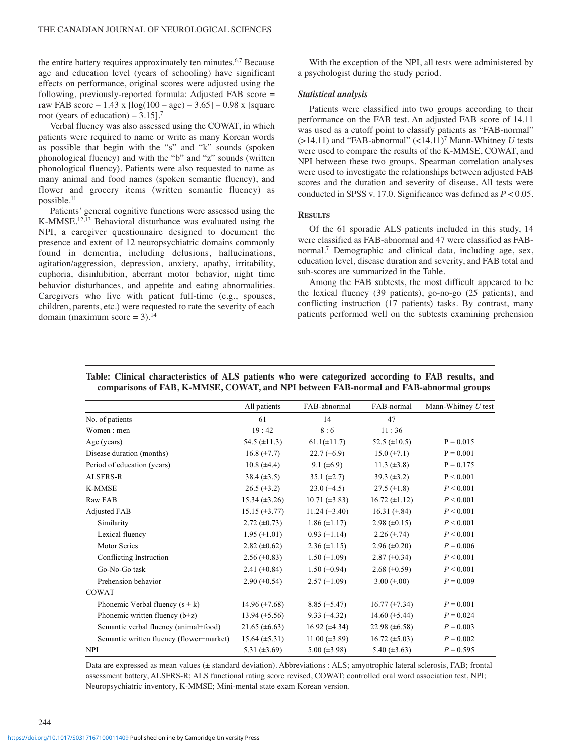the entire battery requires approximately ten minutes.[6,7] Because age and education level (years of schooling) have significant effects on performance, original scores were adjusted using the following, previously-reported formula: Adjusted FAB score = raw FAB score – 1.43 x [log(100 – age) – 3.65] – 0.98 x [square root (years of education) – 3.15].[7]

Verbal fluency was also assessed using the COWAT, in which patients were required to name or write as many Korean words as possible that begin with the "s" and "k" sounds (spoken phonological fluency) and with the "b" and "z" sounds (written phonological fluency). Patients were also requested to name as many animal and food names (spoken semantic fluency), and flower and grocery items (written semantic fluency) as possible.[11]

Patients' general cognitive functions were assessed using the K-MMSE.[12,13] Behavioral disturbance was evaluated using the NPI, a caregiver questionnaire designed to document the presence and extent of 12 neuropsychiatric domains commonly found in dementia, including delusions, hallucinations, agitation/aggression, depression, anxiety, apathy, irritability, euphoria, disinhibition, aberrant motor behavior, night time behavior disturbances, and appetite and eating abnormalities. Caregivers who live with patient full-time (e.g., spouses, children, parents, etc.) were requested to rate the severity of each domain (maximum score = 3).[14]

With the exception of the NPI, all tests were administered by a psychologist during the study period.

### *Statistical analysis*

Patients were classified into two groups according to their performance on the FAB test. An adjusted FAB score of 14.11 was used as a cutoff point to classify patients as "FAB-normal" (>14.11) and "FAB-abnormal" (<14.11)[7] Mann-Whitney *U* tests were used to compare the results of the K-MMSE, COWAT, and NPI between these two groups. Spearman correlation analyses were used to investigate the relationships between adjusted FAB scores and the duration and severity of disease. All tests were conducted in SPSS v. 17.0. Significance was defined as $P < 0.05$.

## Results

Of the 61 sporadic ALS patients included in this study, 14 were classified as FAB-abnormal and 47 were classified as FAB-normal.[7] Demographic and clinical data, including age, sex, education level, disease duration and severity, and FAB total and sub-scores are summarized in the Table.

Among the FAB subtests, the most difficult appeared to be the lexical fluency (39 patients), go-no-go (25 patients), and conflicting instruction (17 patients) tasks. By contrast, many patients performed well on the subtests examining prehension

**Table: Clinical characteristics of ALS patients who were categorized according to FAB results, and comparisons of FAB, K-MMSE, COWAT, and NPI between FAB-normal and FAB-abnormal groups**

| | All patients | FAB-abnormal | FAB-normal | Mann-Whitney *U* test |
|---|---|---|---|---|
| No. of patients | 61 | 14 | 47 | |
| Women : men | 19 : 42 | 8 : 6 | 11 : 36 | |
| Age (years) | 54.5 (±11.3) | 61.1(±11.7) | 52.5 (±10.5) | P = 0.015 |
| Disease duration (months) | 16.8 (±7.7) | 22.7 (±6.9) | 15.0 (±7.1) | P = 0.001 |
| Period of education (years) | 10.8 (±4.4) | 9.1 (±6.9) | 11.3 (±3.8) | P = 0.175 |
| ALSFRS-R | 38.4 (±3.5) | 35.1 (±2.7) | 39.3 (±3.2) | P < 0.001 |
| K-MMSE | 26.5 (±3.2) | 23.0 (±4.5) | 27.5 (±1.8) | *P* < 0.001 |
| Raw FAB | 15.34 (±3.26) | 10.71 (±3.83) | 16.72 (±1.12) | *P* < 0.001 |
| Adjusted FAB | 15.15 (±3.77) | 11.24 (±3.40) | 16.31 (±.84) | *P* < 0.001 |
| Similarity | 2.72 (±0.73) | 1.86 (±1.17) | 2.98 (±0.15) | *P* < 0.001 |
| Lexical fluency | 1.95 (±1.01) | 0.93 (±1.14) | 2.26 (±.74) | *P* < 0.001 |
| Motor Series | 2.82 (±0.62) | 2.36 (±1.15) | 2.96 (±0.20) | *P* = 0.006 |
| Conflicting Instruction | 2.56 (±0.83) | 1.50 (±1.09) | 2.87 (±0.34) | *P* < 0.001 |
| Go-No-Go task | 2.41 (±0.84) | 1.50 (±0.94) | 2.68 (±0.59) | *P* < 0.001 |
| Prehension behavior | 2.90 (±0.54) | 2.57 (±1.09) | 3.00 (±.00) | *P* = 0.009 |
| COWAT | | | | |
| Phonemic Verbal fluency (s + k) | 14.96 (±7.68) | 8.85 (±5.47) | 16.77 (±7.34) | *P* = 0.001 |
| Phonemic written fluency (b+z) | 13.94 (±5.56) | 9.33 (±4.32) | 14.60 (±5.44) | *P* = 0.024 |
| Semantic verbal fluency (animal+food) | 21.65 (±6.63) | 16.92 (±4.34) | 22.98 (±6.58) | *P* = 0.003 |
| Semantic written fluency (flower+market) | 15.64 (±5.31) | 11.00 (±3.89) | 16.72 (±5.03) | *P* = 0.002 |
| NPI | 5.31 (±3.69) | 5.00 (±3.98) | 5.40 (±3.63) | *P* = 0.595 |

Data are expressed as mean values (± standard deviation). Abbreviations : ALS; amyotrophic lateral sclerosis, FAB; frontal assessment battery, ALSFRS-R; ALS functional rating score revised, COWAT; controlled oral word association test, NPI; Neuropsychiatric inventory, K-MMSE; Mini-mental state exam Korean version.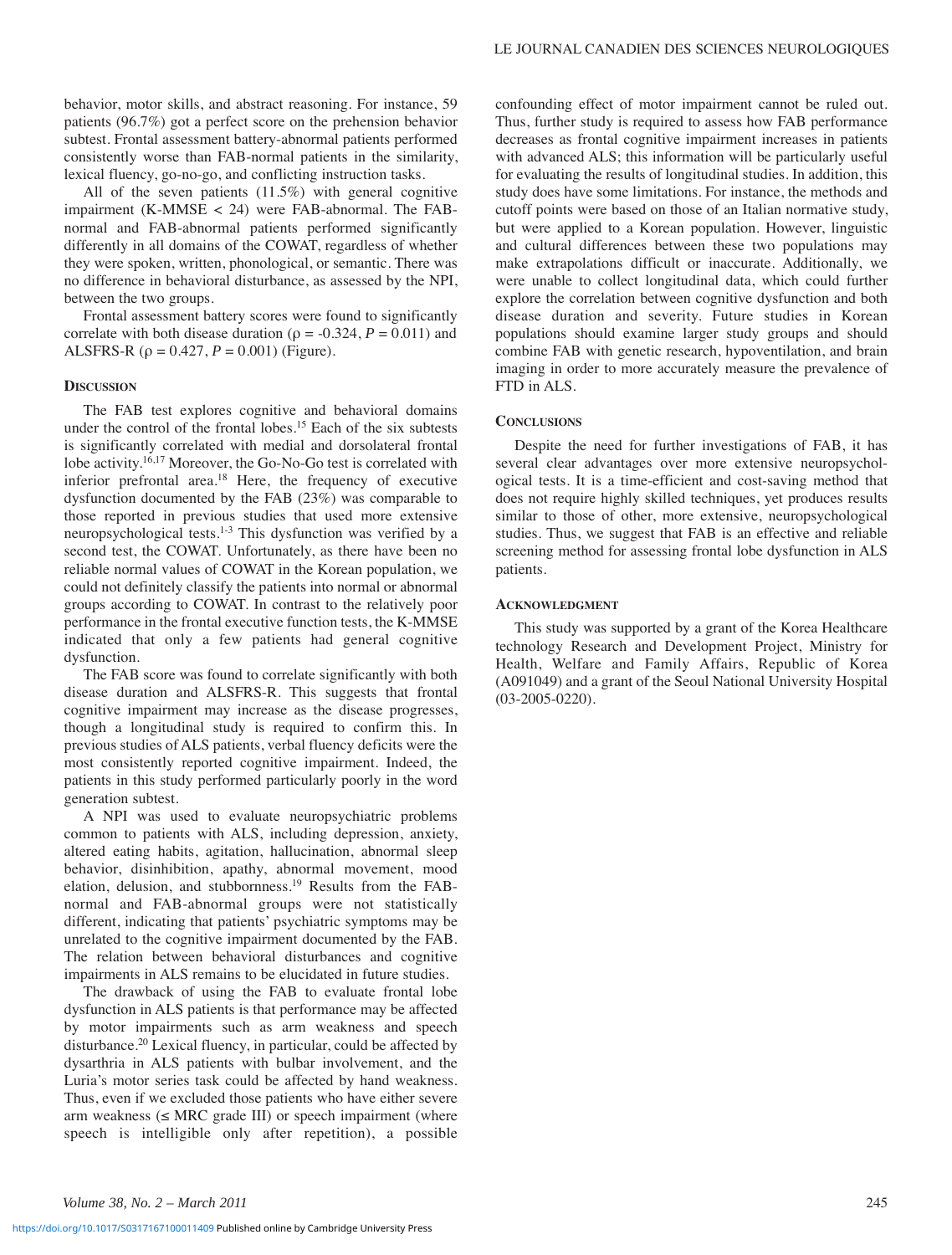behavior, motor skills, and abstract reasoning. For instance, 59 patients (96.7%) got a perfect score on the prehension behavior subtest. Frontal assessment battery-abnormal patients performed consistently worse than FAB-normal patients in the similarity, lexical fluency, go-no-go, and conflicting instruction tasks.

All of the seven patients (11.5%) with general cognitive impairment (K-MMSE < 24) were FAB-abnormal. The FAB-normal and FAB-abnormal patients performed significantly differently in all domains of the COWAT, regardless of whether they were spoken, written, phonological, or semantic. There was no difference in behavioral disturbance, as assessed by the NPI, between the two groups.

Frontal assessment battery scores were found to significantly correlate with both disease duration ($\rho = -0.324$, $P = 0.011$) and ALSFRS-R ($\rho = 0.427$, $P = 0.001$) (Figure).

## Discussion

The FAB test explores cognitive and behavioral domains under the control of the frontal lobes.[15] Each of the six subtests is significantly correlated with medial and dorsolateral frontal lobe activity.[16,17] Moreover, the Go-No-Go test is correlated with inferior prefrontal area.[18] Here, the frequency of executive dysfunction documented by the FAB (23%) was comparable to those reported in previous studies that used more extensive neuropsychological tests.[1-3] This dysfunction was verified by a second test, the COWAT. Unfortunately, as there have been no reliable normal values of COWAT in the Korean population, we could not definitely classify the patients into normal or abnormal groups according to COWAT. In contrast to the relatively poor performance in the frontal executive function tests, the K-MMSE indicated that only a few patients had general cognitive dysfunction.

The FAB score was found to correlate significantly with both disease duration and ALSFRS-R. This suggests that frontal cognitive impairment may increase as the disease progresses, though a longitudinal study is required to confirm this. In previous studies of ALS patients, verbal fluency deficits were the most consistently reported cognitive impairment. Indeed, the patients in this study performed particularly poorly in the word generation subtest.

A NPI was used to evaluate neuropsychiatric problems common to patients with ALS, including depression, anxiety, altered eating habits, agitation, hallucination, abnormal sleep behavior, disinhibition, apathy, abnormal movement, mood elation, delusion, and stubbornness.[19] Results from the FAB-normal and FAB-abnormal groups were not statistically different, indicating that patients' psychiatric symptoms may be unrelated to the cognitive impairment documented by the FAB. The relation between behavioral disturbances and cognitive impairments in ALS remains to be elucidated in future studies.

The drawback of using the FAB to evaluate frontal lobe dysfunction in ALS patients is that performance may be affected by motor impairments such as arm weakness and speech disturbance.[20] Lexical fluency, in particular, could be affected by dysarthria in ALS patients with bulbar involvement, and the Luria's motor series task could be affected by hand weakness. Thus, even if we excluded those patients who have either severe arm weakness (≤ MRC grade III) or speech impairment (where speech is intelligible only after repetition), a possible confounding effect of motor impairment cannot be ruled out. Thus, further study is required to assess how FAB performance decreases as frontal cognitive impairment increases in patients with advanced ALS; this information will be particularly useful for evaluating the results of longitudinal studies. In addition, this study does have some limitations. For instance, the methods and cutoff points were based on those of an Italian normative study, but were applied to a Korean population. However, linguistic and cultural differences between these two populations may make extrapolations difficult or inaccurate. Additionally, we were unable to collect longitudinal data, which could further explore the correlation between cognitive dysfunction and both disease duration and severity. Future studies in Korean populations should examine larger study groups and should combine FAB with genetic research, hypoventilation, and brain imaging in order to more accurately measure the prevalence of FTD in ALS.

## Conclusions

Despite the need for further investigations of FAB, it has several clear advantages over more extensive neuropsychological tests. It is a time-efficient and cost-saving method that does not require highly skilled techniques, yet produces results similar to those of other, more extensive, neuropsychological studies. Thus, we suggest that FAB is an effective and reliable screening method for assessing frontal lobe dysfunction in ALS patients.

## Acknowledgment

This study was supported by a grant of the Korea Healthcare technology Research and Development Project, Ministry for Health, Welfare and Family Affairs, Republic of Korea (A091049) and a grant of the Seoul National University Hospital (03-2005-0220).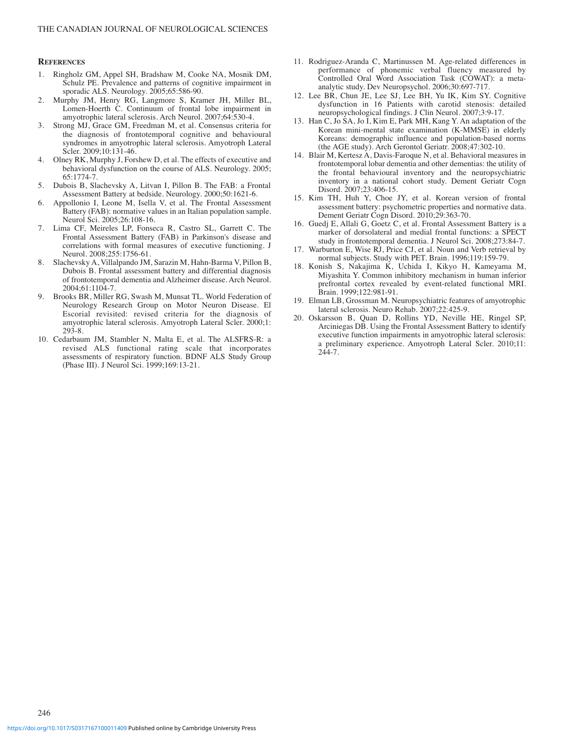## References

1. Ringholz GM, Appel SH, Bradshaw M, Cooke NA, Mosnik DM, Schulz PE. Prevalence and patterns of cognitive impairment in sporadic ALS. Neurology. 2005;65:586-90.
2. Murphy JM, Henry RG, Langmore S, Kramer JH, Miller BL, Lomen-Hoerth C. Continuum of frontal lobe impairment in amyotrophic lateral sclerosis. Arch Neurol. 2007;64:530-4.
3. Strong MJ, Grace GM, Freedman M, et al. Consensus criteria for the diagnosis of frontotemporal cognitive and behavioural syndromes in amyotrophic lateral sclerosis. Amyotroph Lateral Scler. 2009;10:131-46.
4. Olney RK, Murphy J, Forshew D, et al. The effects of executive and behavioral dysfunction on the course of ALS. Neurology. 2005; 65:1774-7.
5. Dubois B, Slachevsky A, Litvan I, Pillon B. The FAB: a Frontal Assessment Battery at bedside. Neurology. 2000;50:1621-6.
6. Appollonio I, Leone M, Isella V, et al. The Frontal Assessment Battery (FAB): normative values in an Italian population sample. Neurol Sci. 2005;26:108-16.
7. Lima CF, Meireles LP, Fonseca R, Castro SL, Garrett C. The Frontal Assessment Battery (FAB) in Parkinson's disease and correlations with formal measures of executive functioning. J Neurol. 2008;255:1756-61.
8. Slachevsky A, Villalpando JM, Sarazin M, Hahn-Barma V, Pillon B, Dubois B. Frontal assessment battery and differential diagnosis of frontotemporal dementia and Alzheimer disease. Arch Neurol. 2004;61:1104-7.
9. Brooks BR, Miller RG, Swash M, Munsat TL. World Federation of Neurology Research Group on Motor Neuron Disease. El Escorial revisited: revised criteria for the diagnosis of amyotrophic lateral sclerosis. Amyotroph Lateral Scler. 2000;1: 293-8.
10. Cedarbaum JM, Stambler N, Malta E, et al. The ALSFRS-R: a revised ALS functional rating scale that incorporates assessments of respiratory function. BDNF ALS Study Group (Phase III). J Neurol Sci. 1999;169:13-21.
11. Rodriguez-Aranda C, Martinussen M. Age-related differences in performance of phonemic verbal fluency measured by Controlled Oral Word Association Task (COWAT): a meta-analytic study. Dev Neuropsychol. 2006;30:697-717.
12. Lee BR, Chun JE, Lee SJ, Lee BH, Yu IK, Kim SY. Cognitive dysfunction in 16 Patients with carotid stenosis: detailed neuropsychological findings. J Clin Neurol. 2007;3:9-17.
13. Han C, Jo SA, Jo I, Kim E, Park MH, Kang Y. An adaptation of the Korean mini-mental state examination (K-MMSE) in elderly Koreans: demographic influence and population-based norms (the AGE study). Arch Gerontol Geriatr. 2008;47:302-10.
14. Blair M, Kertesz A, Davis-Faroque N, et al. Behavioral measures in frontotemporal lobar dementia and other dementias: the utility of the frontal behavioural inventory and the neuropsychiatric inventory in a national cohort study. Dement Geriatr Cogn Disord. 2007;23:406-15.
15. Kim TH, Huh Y, Choe JY, et al. Korean version of frontal assessment battery: psychometric properties and normative data. Dement Geriatr Cogn Disord. 2010;29:363-70.
16. Guedj E, Allali G, Goetz C, et al. Frontal Assessment Battery is a marker of dorsolateral and medial frontal functions: a SPECT study in frontotemporal dementia. J Neurol Sci. 2008;273:84-7.
17. Warburton E, Wise RJ, Price CJ, et al. Noun and Verb retrieval by normal subjects. Study with PET. Brain. 1996;119:159-79.
18. Konish S, Nakajima K, Uchida I, Kikyo H, Kameyama M, Miyashita Y. Common inhibitory mechanism in human inferior prefrontal cortex revealed by event-related functional MRI. Brain. 1999;122:981-91.
19. Elman LB, Grossman M. Neuropsychiatric features of amyotrophic lateral sclerosis. Neuro Rehab. 2007;22:425-9.
20. Oskarsson B, Quan D, Rollins YD, Neville HE, Ringel SP, Arciniegas DB. Using the Frontal Assessment Battery to identify executive function impairments in amyotrophic lateral sclerosis: a preliminary experience. Amyotroph Lateral Scler. 2010;11: 244-7.